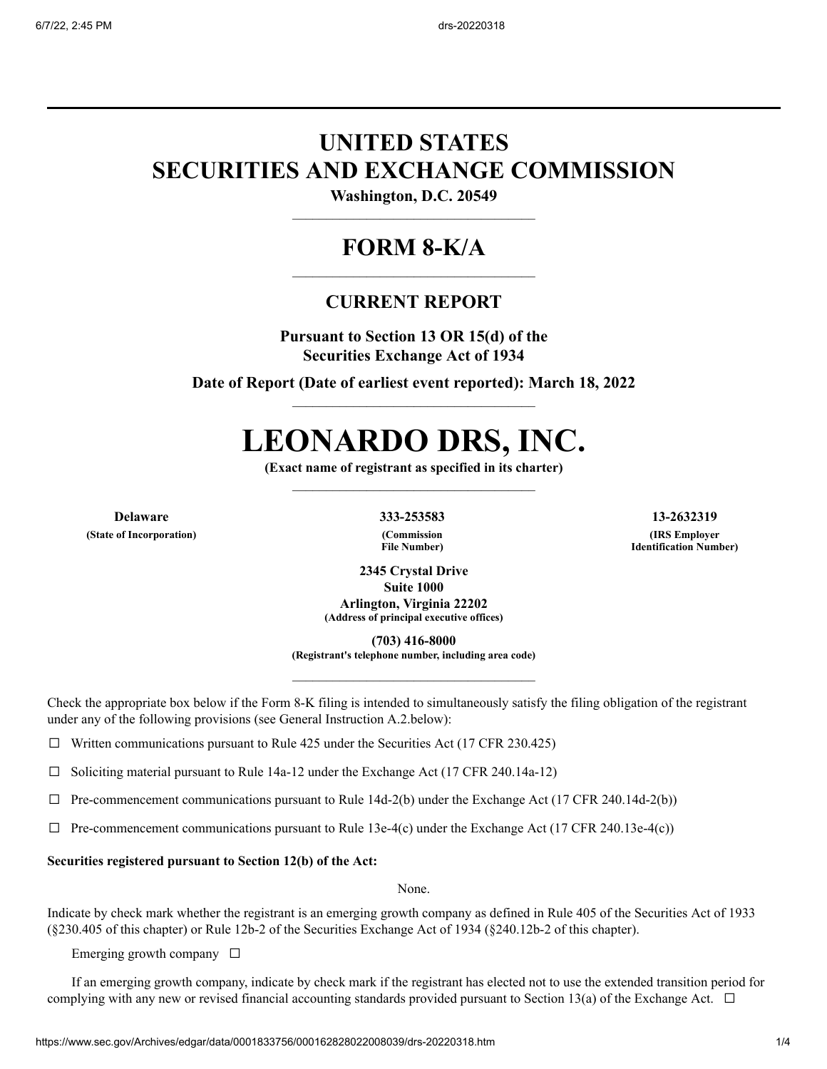# UNITED STATES
# SECURITIES AND EXCHANGE COMMISSION

**Washington, D.C. 20549**

## FORM 8-K/A

### CURRENT REPORT

**Pursuant to Section 13 OR 15(d) of the Securities Exchange Act of 1934**

**Date of Report (Date of earliest event reported): March 18, 2022**

# LEONARDO DRS, INC.

**(Exact name of registrant as specified in its charter)**

| Delaware | 333-253583 | 13-2632319 |
|---|---|---|
| (State of Incorporation) | (Commission File Number) | (IRS Employer Identification Number) |

**2345 Crystal Drive**
**Suite 1000**
**Arlington, Virginia 22202**
**(Address of principal executive offices)**

**(703) 416-8000**
**(Registrant's telephone number, including area code)**

Check the appropriate box below if the Form 8-K filing is intended to simultaneously satisfy the filing obligation of the registrant under any of the following provisions (see General Instruction A.2.below):

☐ Written communications pursuant to Rule 425 under the Securities Act (17 CFR 230.425)

☐ Soliciting material pursuant to Rule 14a-12 under the Exchange Act (17 CFR 240.14a-12)

☐ Pre-commencement communications pursuant to Rule 14d-2(b) under the Exchange Act (17 CFR 240.14d-2(b))

☐ Pre-commencement communications pursuant to Rule 13e-4(c) under the Exchange Act (17 CFR 240.13e-4(c))

**Securities registered pursuant to Section 12(b) of the Act:**

None.

Indicate by check mark whether the registrant is an emerging growth company as defined in Rule 405 of the Securities Act of 1933 (§230.405 of this chapter) or Rule 12b-2 of the Securities Exchange Act of 1934 (§240.12b-2 of this chapter).

Emerging growth company ☐

If an emerging growth company, indicate by check mark if the registrant has elected not to use the extended transition period for complying with any new or revised financial accounting standards provided pursuant to Section 13(a) of the Exchange Act. ☐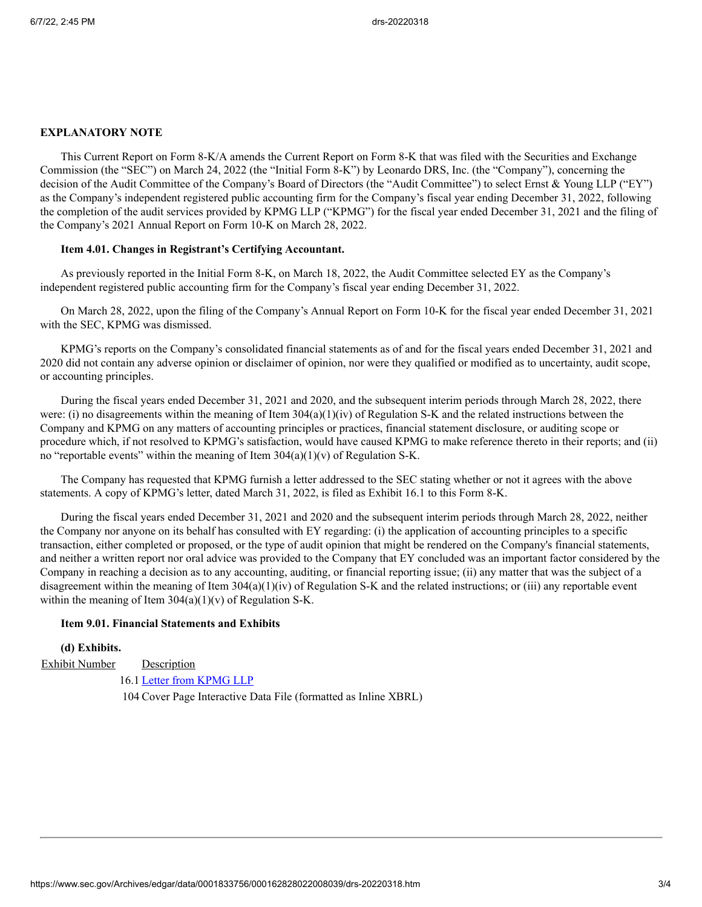**EXPLANATORY NOTE**

This Current Report on Form 8-K/A amends the Current Report on Form 8-K that was filed with the Securities and Exchange Commission (the "SEC") on March 24, 2022 (the "Initial Form 8-K") by Leonardo DRS, Inc. (the "Company"), concerning the decision of the Audit Committee of the Company's Board of Directors (the "Audit Committee") to select Ernst & Young LLP ("EY") as the Company's independent registered public accounting firm for the Company's fiscal year ending December 31, 2022, following the completion of the audit services provided by KPMG LLP ("KPMG") for the fiscal year ended December 31, 2021 and the filing of the Company's 2021 Annual Report on Form 10-K on March 28, 2022.

**Item 4.01. Changes in Registrant's Certifying Accountant.**

As previously reported in the Initial Form 8-K, on March 18, 2022, the Audit Committee selected EY as the Company's independent registered public accounting firm for the Company's fiscal year ending December 31, 2022.

On March 28, 2022, upon the filing of the Company's Annual Report on Form 10-K for the fiscal year ended December 31, 2021 with the SEC, KPMG was dismissed.

KPMG's reports on the Company's consolidated financial statements as of and for the fiscal years ended December 31, 2021 and 2020 did not contain any adverse opinion or disclaimer of opinion, nor were they qualified or modified as to uncertainty, audit scope, or accounting principles.

During the fiscal years ended December 31, 2021 and 2020, and the subsequent interim periods through March 28, 2022, there were: (i) no disagreements within the meaning of Item 304(a)(1)(iv) of Regulation S-K and the related instructions between the Company and KPMG on any matters of accounting principles or practices, financial statement disclosure, or auditing scope or procedure which, if not resolved to KPMG's satisfaction, would have caused KPMG to make reference thereto in their reports; and (ii) no "reportable events" within the meaning of Item 304(a)(1)(v) of Regulation S-K.

The Company has requested that KPMG furnish a letter addressed to the SEC stating whether or not it agrees with the above statements. A copy of KPMG's letter, dated March 31, 2022, is filed as Exhibit 16.1 to this Form 8-K.

During the fiscal years ended December 31, 2021 and 2020 and the subsequent interim periods through March 28, 2022, neither the Company nor anyone on its behalf has consulted with EY regarding: (i) the application of accounting principles to a specific transaction, either completed or proposed, or the type of audit opinion that might be rendered on the Company's financial statements, and neither a written report nor oral advice was provided to the Company that EY concluded was an important factor considered by the Company in reaching a decision as to any accounting, auditing, or financial reporting issue; (ii) any matter that was the subject of a disagreement within the meaning of Item 304(a)(1)(iv) of Regulation S-K and the related instructions; or (iii) any reportable event within the meaning of Item 304(a)(1)(v) of Regulation S-K.

**Item 9.01. Financial Statements and Exhibits**

**(d) Exhibits.**

| Exhibit Number | Description |
|---|---|
| 16.1 | Letter from KPMG LLP |
| 104 | Cover Page Interactive Data File (formatted as Inline XBRL) |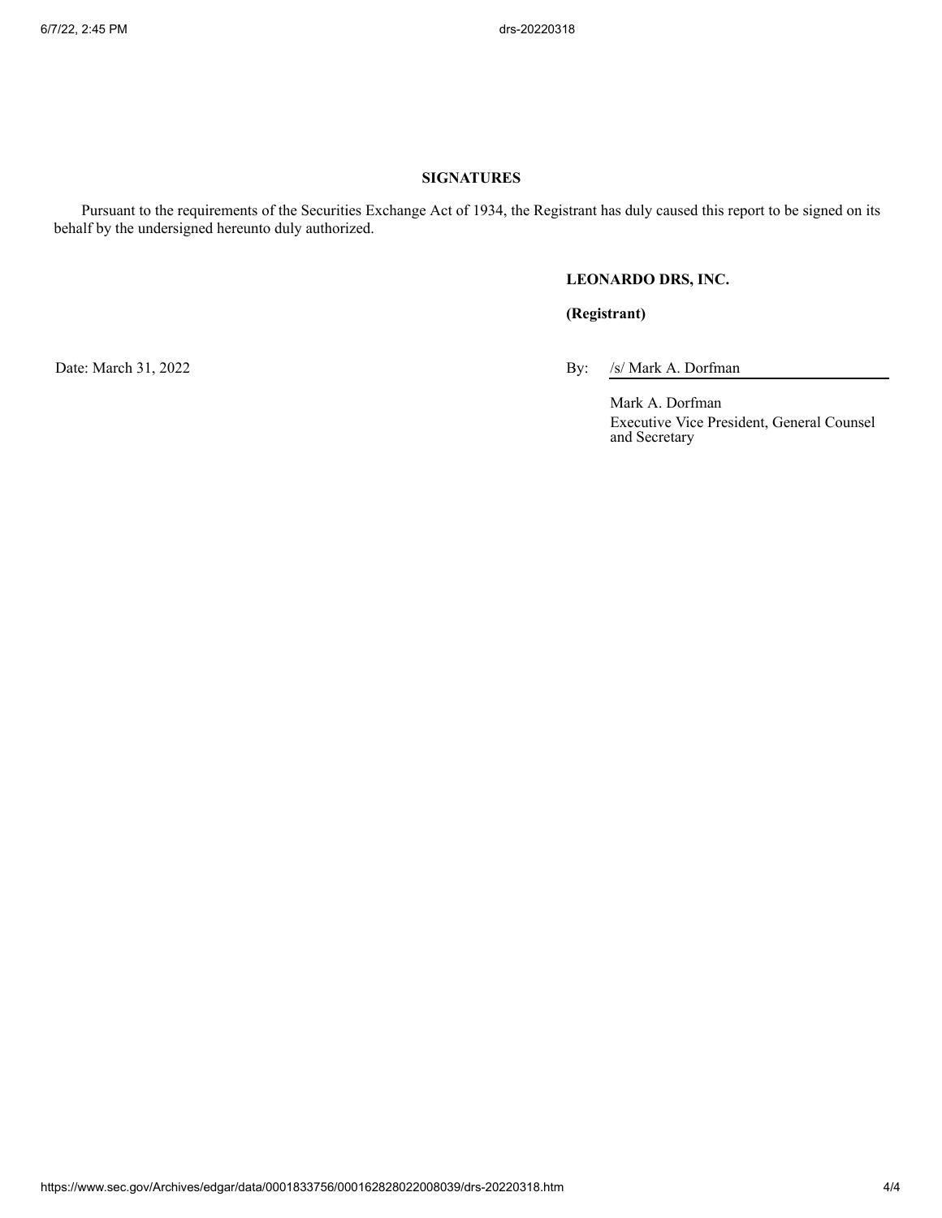**SIGNATURES**

Pursuant to the requirements of the Securities Exchange Act of 1934, the Registrant has duly caused this report to be signed on its behalf by the undersigned hereunto duly authorized.

**LEONARDO DRS, INC.**

**(Registrant)**

Date: March 31, 2022

By: /s/ Mark A. Dorfman

Mark A. Dorfman
Executive Vice President, General Counsel and Secretary